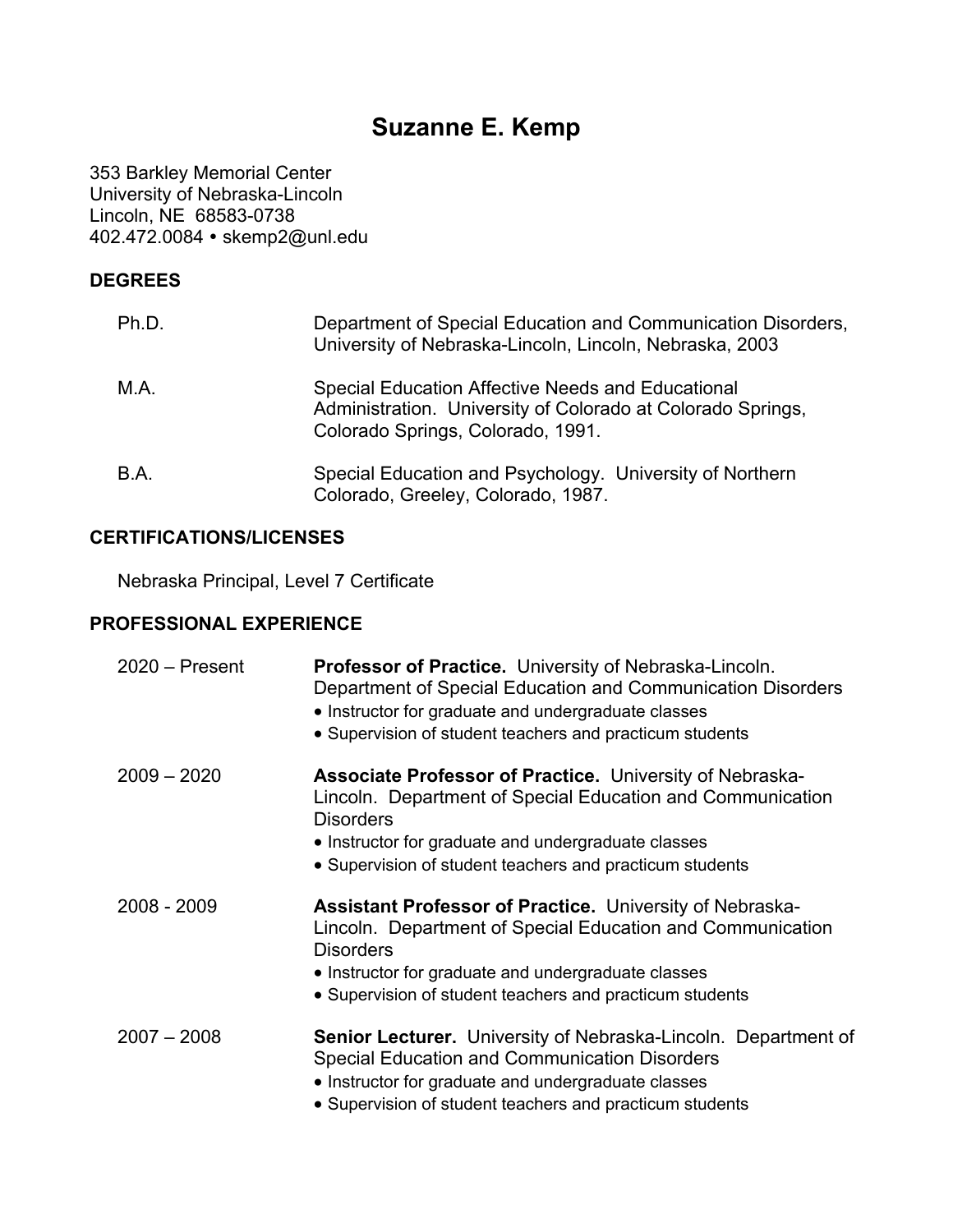# Suzanne E. Kemp

353 Barkley Memorial Center
University of Nebraska-Lincoln
Lincoln, NE 68583-0738
402.472.0084 • skemp2@unl.edu

## DEGREES

Ph.D. — Department of Special Education and Communication Disorders, University of Nebraska-Lincoln, Lincoln, Nebraska, 2003

M.A. — Special Education Affective Needs and Educational Administration. University of Colorado at Colorado Springs, Colorado Springs, Colorado, 1991.

B.A. — Special Education and Psychology. University of Northern Colorado, Greeley, Colorado, 1987.

## CERTIFICATIONS/LICENSES

Nebraska Principal, Level 7 Certificate

## PROFESSIONAL EXPERIENCE

2020 – Present — **Professor of Practice.** University of Nebraska-Lincoln. Department of Special Education and Communication Disorders

- Instructor for graduate and undergraduate classes
- Supervision of student teachers and practicum students

2009 – 2020 — **Associate Professor of Practice.** University of Nebraska-Lincoln. Department of Special Education and Communication Disorders

- Instructor for graduate and undergraduate classes
- Supervision of student teachers and practicum students

2008 - 2009 — **Assistant Professor of Practice.** University of Nebraska-Lincoln. Department of Special Education and Communication Disorders

- Instructor for graduate and undergraduate classes
- Supervision of student teachers and practicum students

2007 – 2008 — **Senior Lecturer.** University of Nebraska-Lincoln. Department of Special Education and Communication Disorders

- Instructor for graduate and undergraduate classes
- Supervision of student teachers and practicum students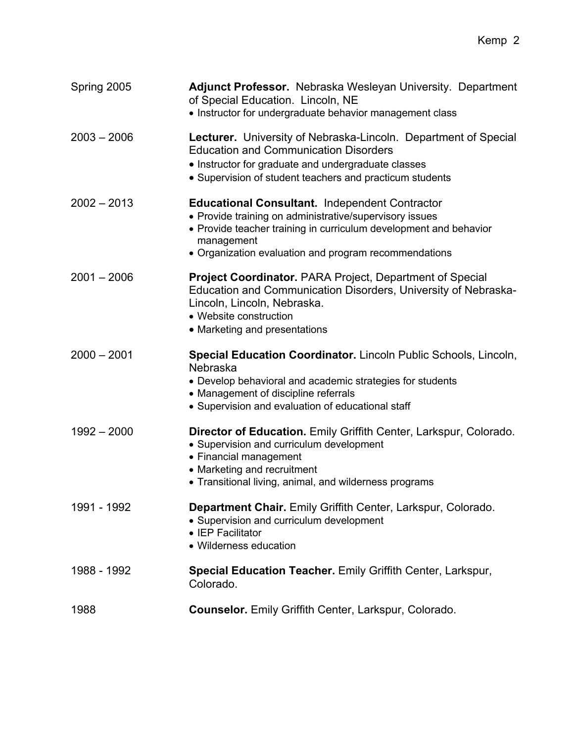Spring 2005 **Adjunct Professor.** Nebraska Wesleyan University. Department of Special Education. Lincoln, NE
- Instructor for undergraduate behavior management class

2003 – 2006 **Lecturer.** University of Nebraska-Lincoln. Department of Special Education and Communication Disorders
- Instructor for graduate and undergraduate classes
- Supervision of student teachers and practicum students

2002 – 2013 **Educational Consultant.** Independent Contractor
- Provide training on administrative/supervisory issues
- Provide teacher training in curriculum development and behavior management
- Organization evaluation and program recommendations

2001 – 2006 **Project Coordinator.** PARA Project, Department of Special Education and Communication Disorders, University of Nebraska-Lincoln, Lincoln, Nebraska.
- Website construction
- Marketing and presentations

2000 – 2001 **Special Education Coordinator.** Lincoln Public Schools, Lincoln, Nebraska
- Develop behavioral and academic strategies for students
- Management of discipline referrals
- Supervision and evaluation of educational staff

1992 – 2000 **Director of Education.** Emily Griffith Center, Larkspur, Colorado.
- Supervision and curriculum development
- Financial management
- Marketing and recruitment
- Transitional living, animal, and wilderness programs

1991 - 1992 **Department Chair.** Emily Griffith Center, Larkspur, Colorado.
- Supervision and curriculum development
- IEP Facilitator
- Wilderness education

1988 - 1992 **Special Education Teacher.** Emily Griffith Center, Larkspur, Colorado.

1988 **Counselor.** Emily Griffith Center, Larkspur, Colorado.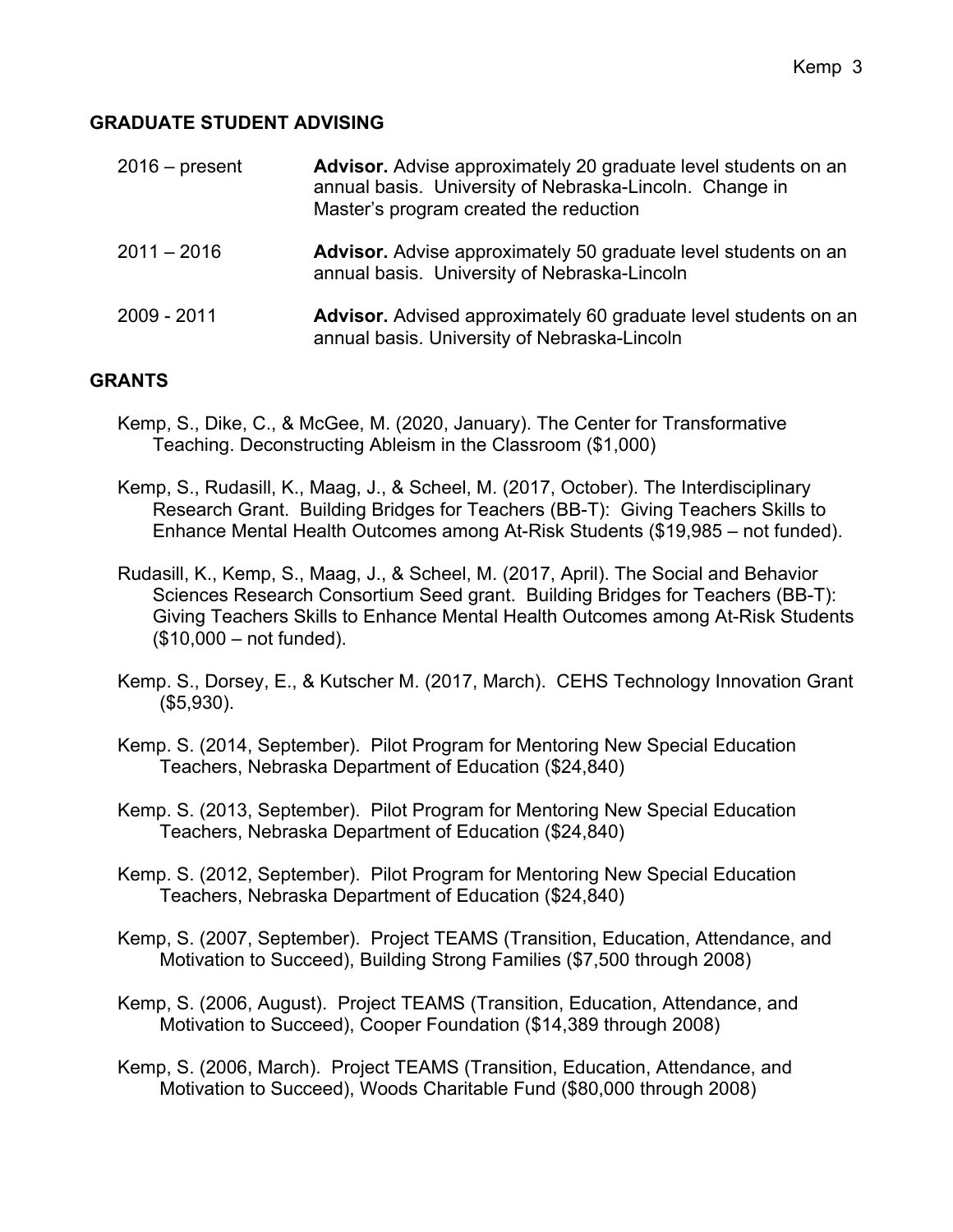## GRADUATE STUDENT ADVISING

2016 – present **Advisor.** Advise approximately 20 graduate level students on an annual basis. University of Nebraska-Lincoln. Change in Master's program created the reduction

2011 – 2016 **Advisor.** Advise approximately 50 graduate level students on an annual basis. University of Nebraska-Lincoln

2009 - 2011 **Advisor.** Advised approximately 60 graduate level students on an annual basis. University of Nebraska-Lincoln

## GRANTS

Kemp, S., Dike, C., & McGee, M. (2020, January). The Center for Transformative Teaching. Deconstructing Ableism in the Classroom ($1,000)

Kemp, S., Rudasill, K., Maag, J., & Scheel, M. (2017, October). The Interdisciplinary Research Grant. Building Bridges for Teachers (BB-T): Giving Teachers Skills to Enhance Mental Health Outcomes among At-Risk Students ($19,985 – not funded).

Rudasill, K., Kemp, S., Maag, J., & Scheel, M. (2017, April). The Social and Behavior Sciences Research Consortium Seed grant. Building Bridges for Teachers (BB-T): Giving Teachers Skills to Enhance Mental Health Outcomes among At-Risk Students ($10,000 – not funded).

Kemp. S., Dorsey, E., & Kutscher M. (2017, March). CEHS Technology Innovation Grant ($5,930).

Kemp. S. (2014, September). Pilot Program for Mentoring New Special Education Teachers, Nebraska Department of Education ($24,840)

Kemp. S. (2013, September). Pilot Program for Mentoring New Special Education Teachers, Nebraska Department of Education ($24,840)

Kemp. S. (2012, September). Pilot Program for Mentoring New Special Education Teachers, Nebraska Department of Education ($24,840)

Kemp, S. (2007, September). Project TEAMS (Transition, Education, Attendance, and Motivation to Succeed), Building Strong Families ($7,500 through 2008)

Kemp, S. (2006, August). Project TEAMS (Transition, Education, Attendance, and Motivation to Succeed), Cooper Foundation ($14,389 through 2008)

Kemp, S. (2006, March). Project TEAMS (Transition, Education, Attendance, and Motivation to Succeed), Woods Charitable Fund ($80,000 through 2008)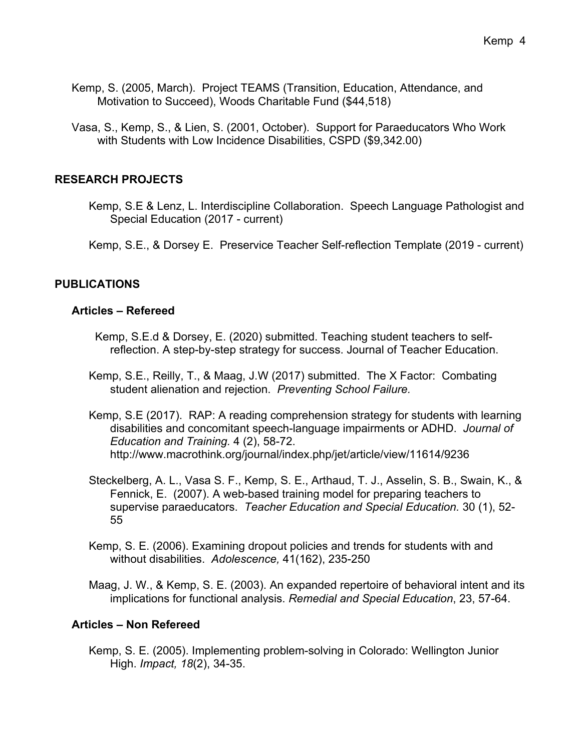Kemp, S. (2005, March). Project TEAMS (Transition, Education, Attendance, and Motivation to Succeed), Woods Charitable Fund ($44,518)

Vasa, S., Kemp, S., & Lien, S. (2001, October). Support for Paraeducators Who Work with Students with Low Incidence Disabilities, CSPD ($9,342.00)

## RESEARCH PROJECTS

Kemp, S.E & Lenz, L. Interdiscipline Collaboration. Speech Language Pathologist and Special Education (2017 - current)

Kemp, S.E., & Dorsey E. Preservice Teacher Self-reflection Template (2019 - current)

## PUBLICATIONS

### Articles – Refereed

Kemp, S.E.d & Dorsey, E. (2020) submitted. Teaching student teachers to self-reflection. A step-by-step strategy for success. Journal of Teacher Education.

Kemp, S.E., Reilly, T., & Maag, J.W (2017) submitted. The X Factor: Combating student alienation and rejection. *Preventing School Failure.*

Kemp, S.E (2017). RAP: A reading comprehension strategy for students with learning disabilities and concomitant speech-language impairments or ADHD. *Journal of Education and Training.* 4 (2), 58-72. http://www.macrothink.org/journal/index.php/jet/article/view/11614/9236

Steckelberg, A. L., Vasa S. F., Kemp, S. E., Arthaud, T. J., Asselin, S. B., Swain, K., & Fennick, E. (2007). A web-based training model for preparing teachers to supervise paraeducators. *Teacher Education and Special Education.* 30 (1), 52-55

Kemp, S. E. (2006). Examining dropout policies and trends for students with and without disabilities. *Adolescence,* 41(162), 235-250

Maag, J. W., & Kemp, S. E. (2003). An expanded repertoire of behavioral intent and its implications for functional analysis. *Remedial and Special Education*, 23, 57-64.

### Articles – Non Refereed

Kemp, S. E. (2005). Implementing problem-solving in Colorado: Wellington Junior High. *Impact, 18*(2), 34-35.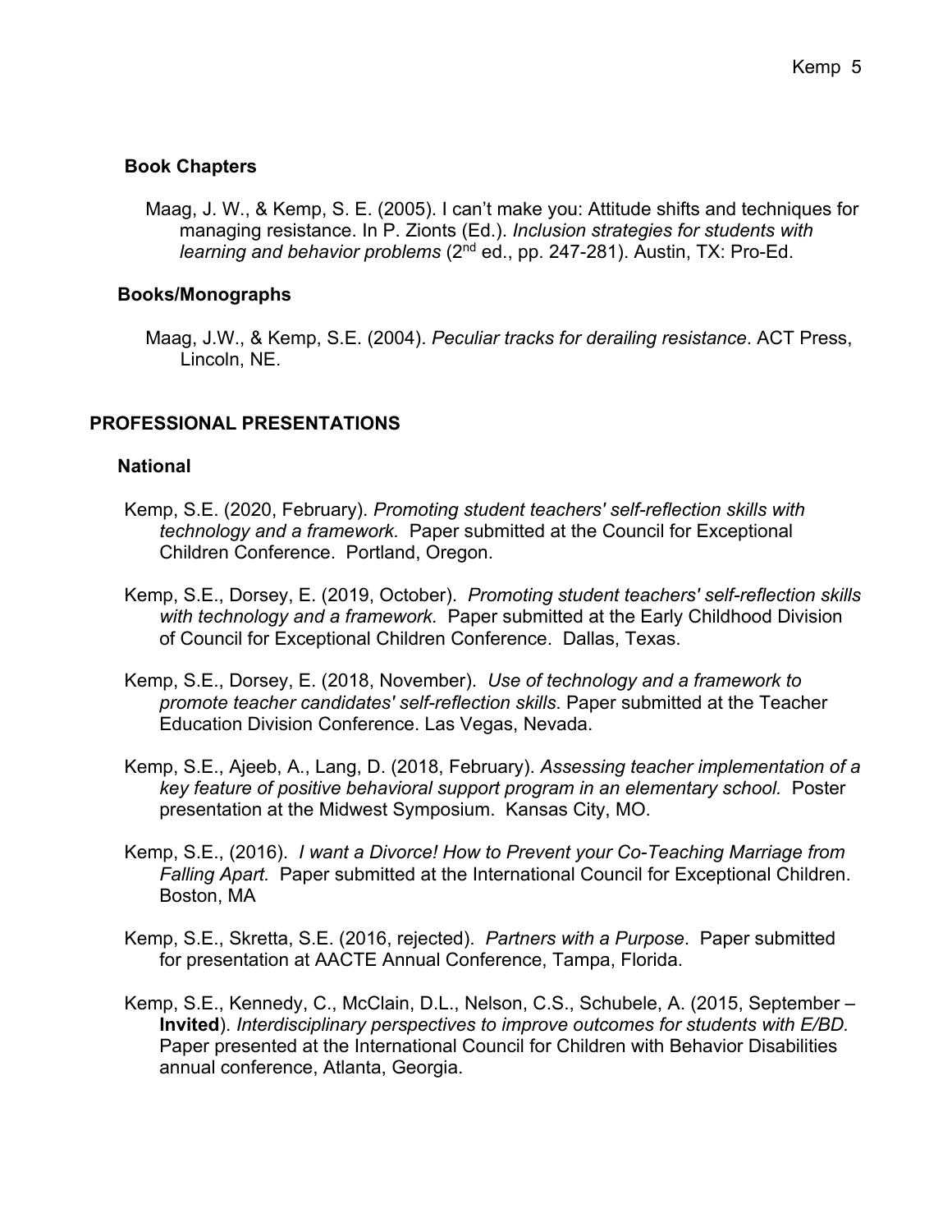### Book Chapters

Maag, J. W., & Kemp, S. E. (2005). I can't make you: Attitude shifts and techniques for managing resistance. In P. Zionts (Ed.). *Inclusion strategies for students with learning and behavior problems* (2nd ed., pp. 247-281). Austin, TX: Pro-Ed.

### Books/Monographs

Maag, J.W., & Kemp, S.E. (2004). *Peculiar tracks for derailing resistance*. ACT Press, Lincoln, NE.

## PROFESSIONAL PRESENTATIONS

### National

Kemp, S.E. (2020, February). *Promoting student teachers' self-reflection skills with technology and a framework*. Paper submitted at the Council for Exceptional Children Conference. Portland, Oregon.

Kemp, S.E., Dorsey, E. (2019, October). *Promoting student teachers' self-reflection skills with technology and a framework.* Paper submitted at the Early Childhood Division of Council for Exceptional Children Conference. Dallas, Texas.

Kemp, S.E., Dorsey, E. (2018, November). *Use of technology and a framework to promote teacher candidates' self-reflection skills*. Paper submitted at the Teacher Education Division Conference. Las Vegas, Nevada.

Kemp, S.E., Ajeeb, A., Lang, D. (2018, February). *Assessing teacher implementation of a key feature of positive behavioral support program in an elementary school.* Poster presentation at the Midwest Symposium. Kansas City, MO.

Kemp, S.E., (2016). *I want a Divorce! How to Prevent your Co-Teaching Marriage from Falling Apart.* Paper submitted at the International Council for Exceptional Children. Boston, MA

Kemp, S.E., Skretta, S.E. (2016, rejected). *Partners with a Purpose*. Paper submitted for presentation at AACTE Annual Conference, Tampa, Florida.

Kemp, S.E., Kennedy, C., McClain, D.L., Nelson, C.S., Schubele, A. (2015, September – **Invited**). *Interdisciplinary perspectives to improve outcomes for students with E/BD.* Paper presented at the International Council for Children with Behavior Disabilities annual conference, Atlanta, Georgia.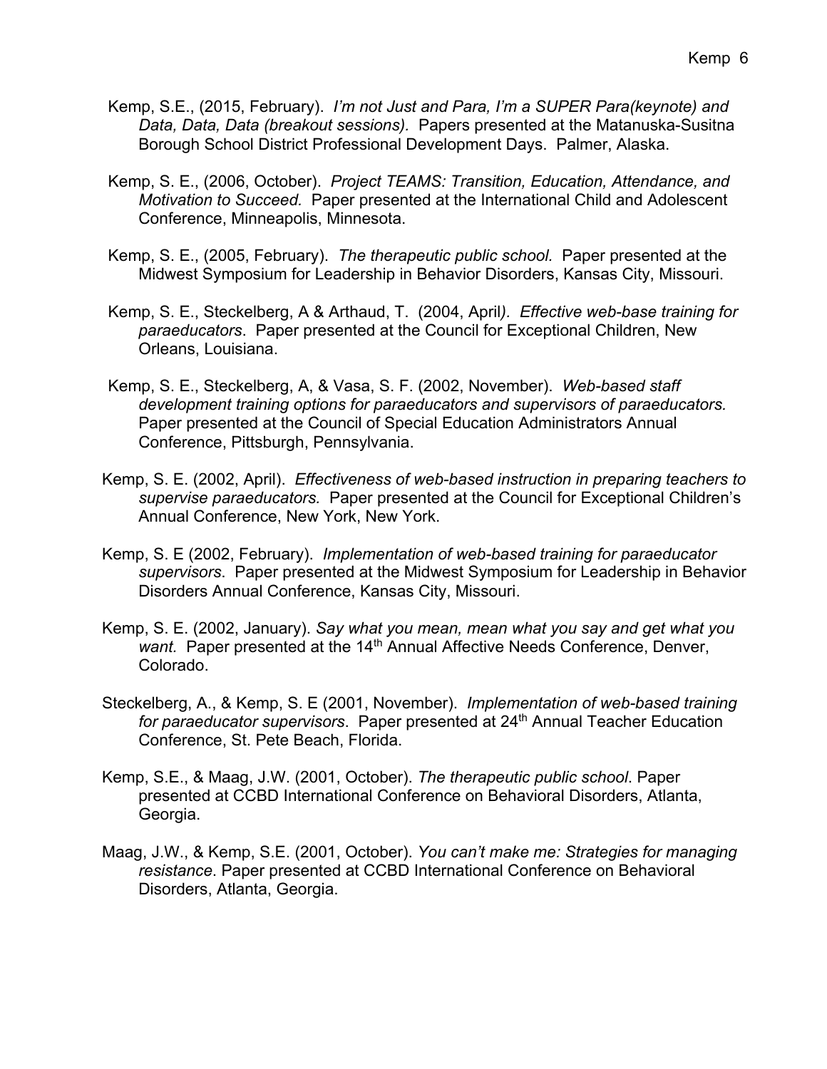Kemp, S.E., (2015, February). *I'm not Just and Para, I'm a SUPER Para(keynote) and Data, Data, Data (breakout sessions).* Papers presented at the Matanuska-Susitna Borough School District Professional Development Days. Palmer, Alaska.

Kemp, S. E., (2006, October). *Project TEAMS: Transition, Education, Attendance, and Motivation to Succeed.* Paper presented at the International Child and Adolescent Conference, Minneapolis, Minnesota.

Kemp, S. E., (2005, February). *The therapeutic public school.* Paper presented at the Midwest Symposium for Leadership in Behavior Disorders, Kansas City, Missouri.

Kemp, S. E., Steckelberg, A & Arthaud, T. (2004, April). *Effective web-base training for paraeducators*. Paper presented at the Council for Exceptional Children, New Orleans, Louisiana.

Kemp, S. E., Steckelberg, A, & Vasa, S. F. (2002, November). *Web-based staff development training options for paraeducators and supervisors of paraeducators.* Paper presented at the Council of Special Education Administrators Annual Conference, Pittsburgh, Pennsylvania.

Kemp, S. E. (2002, April). *Effectiveness of web-based instruction in preparing teachers to supervise paraeducators.* Paper presented at the Council for Exceptional Children's Annual Conference, New York, New York.

Kemp, S. E (2002, February). *Implementation of web-based training for paraeducator supervisors*. Paper presented at the Midwest Symposium for Leadership in Behavior Disorders Annual Conference, Kansas City, Missouri.

Kemp, S. E. (2002, January). *Say what you mean, mean what you say and get what you want.* Paper presented at the 14th Annual Affective Needs Conference, Denver, Colorado.

Steckelberg, A., & Kemp, S. E (2001, November). *Implementation of web-based training for paraeducator supervisors*. Paper presented at 24th Annual Teacher Education Conference, St. Pete Beach, Florida.

Kemp, S.E., & Maag, J.W. (2001, October). *The therapeutic public school*. Paper presented at CCBD International Conference on Behavioral Disorders, Atlanta, Georgia.

Maag, J.W., & Kemp, S.E. (2001, October). *You can't make me: Strategies for managing resistance*. Paper presented at CCBD International Conference on Behavioral Disorders, Atlanta, Georgia.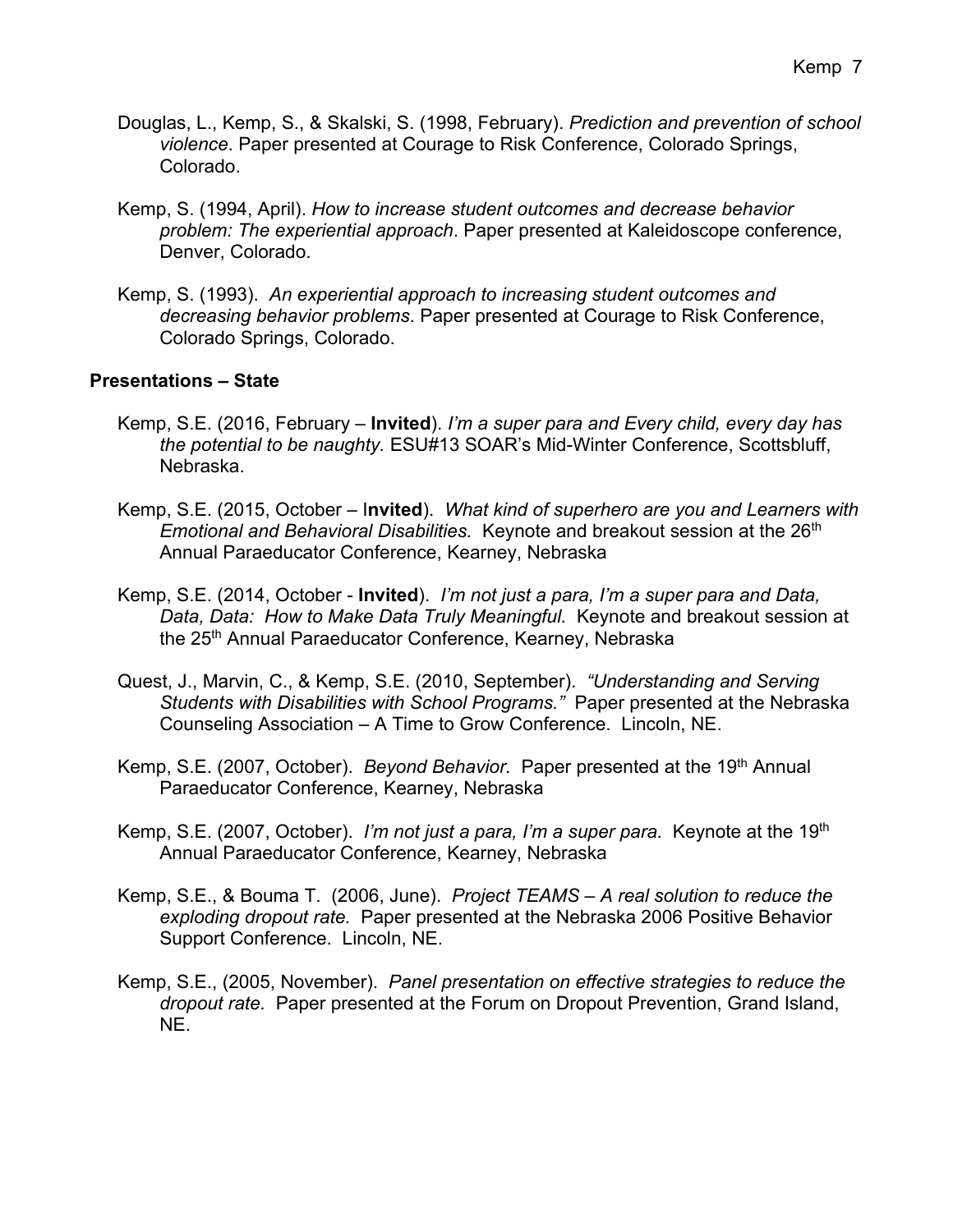Douglas, L., Kemp, S., & Skalski, S. (1998, February). *Prediction and prevention of school violence.* Paper presented at Courage to Risk Conference, Colorado Springs, Colorado.

Kemp, S. (1994, April). *How to increase student outcomes and decrease behavior problem: The experiential approach*. Paper presented at Kaleidoscope conference, Denver, Colorado.

Kemp, S. (1993). *An experiential approach to increasing student outcomes and decreasing behavior problems*. Paper presented at Courage to Risk Conference, Colorado Springs, Colorado.

**Presentations – State**

Kemp, S.E. (2016, February – **Invited**). *I'm a super para and Every child, every day has the potential to be naughty.* ESU#13 SOAR's Mid-Winter Conference, Scottsbluff, Nebraska.

Kemp, S.E. (2015, October – I**nvited**). *What kind of superhero are you and Learners with Emotional and Behavioral Disabilities.* Keynote and breakout session at the 26th Annual Paraeducator Conference, Kearney, Nebraska

Kemp, S.E. (2014, October - **Invited**). *I'm not just a para, I'm a super para and Data, Data, Data: How to Make Data Truly Meaningful.* Keynote and breakout session at the 25th Annual Paraeducator Conference, Kearney, Nebraska

Quest, J., Marvin, C., & Kemp, S.E. (2010, September). *"Understanding and Serving Students with Disabilities with School Programs."* Paper presented at the Nebraska Counseling Association – A Time to Grow Conference. Lincoln, NE.

Kemp, S.E. (2007, October). *Beyond Behavior.* Paper presented at the 19th Annual Paraeducator Conference, Kearney, Nebraska

Kemp, S.E. (2007, October). *I'm not just a para, I'm a super para.* Keynote at the 19th Annual Paraeducator Conference, Kearney, Nebraska

Kemp, S.E., & Bouma T. (2006, June). *Project TEAMS – A real solution to reduce the exploding dropout rate.* Paper presented at the Nebraska 2006 Positive Behavior Support Conference. Lincoln, NE.

Kemp, S.E., (2005, November). *Panel presentation on effective strategies to reduce the dropout rate.* Paper presented at the Forum on Dropout Prevention, Grand Island, NE.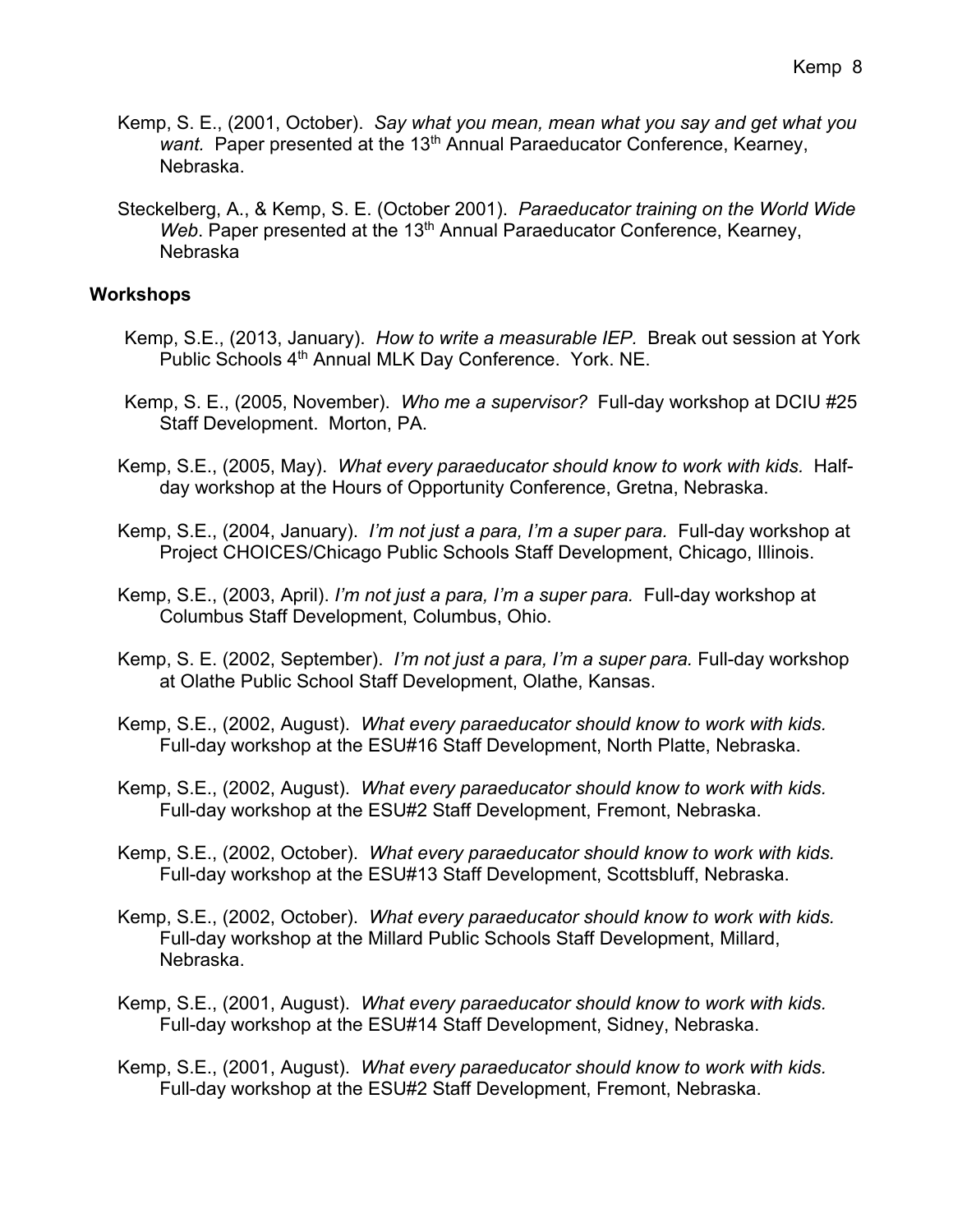Kemp, S. E., (2001, October). *Say what you mean, mean what you say and get what you want.* Paper presented at the 13th Annual Paraeducator Conference, Kearney, Nebraska.

Steckelberg, A., & Kemp, S. E. (October 2001). *Paraeducator training on the World Wide Web*. Paper presented at the 13th Annual Paraeducator Conference, Kearney, Nebraska

**Workshops**

Kemp, S.E., (2013, January). *How to write a measurable IEP.* Break out session at York Public Schools 4th Annual MLK Day Conference. York. NE.

Kemp, S. E., (2005, November). *Who me a supervisor?* Full-day workshop at DCIU #25 Staff Development. Morton, PA.

Kemp, S.E., (2005, May). *What every paraeducator should know to work with kids.* Half-day workshop at the Hours of Opportunity Conference, Gretna, Nebraska.

Kemp, S.E., (2004, January). *I'm not just a para, I'm a super para.* Full-day workshop at Project CHOICES/Chicago Public Schools Staff Development, Chicago, Illinois.

Kemp, S.E., (2003, April). *I'm not just a para, I'm a super para.* Full-day workshop at Columbus Staff Development, Columbus, Ohio.

Kemp, S. E. (2002, September). *I'm not just a para, I'm a super para.* Full-day workshop at Olathe Public School Staff Development, Olathe, Kansas.

Kemp, S.E., (2002, August). *What every paraeducator should know to work with kids.* Full-day workshop at the ESU#16 Staff Development, North Platte, Nebraska.

Kemp, S.E., (2002, August). *What every paraeducator should know to work with kids.* Full-day workshop at the ESU#2 Staff Development, Fremont, Nebraska.

Kemp, S.E., (2002, October). *What every paraeducator should know to work with kids.* Full-day workshop at the ESU#13 Staff Development, Scottsbluff, Nebraska.

Kemp, S.E., (2002, October). *What every paraeducator should know to work with kids.* Full-day workshop at the Millard Public Schools Staff Development, Millard, Nebraska.

Kemp, S.E., (2001, August). *What every paraeducator should know to work with kids.* Full-day workshop at the ESU#14 Staff Development, Sidney, Nebraska.

Kemp, S.E., (2001, August). *What every paraeducator should know to work with kids.* Full-day workshop at the ESU#2 Staff Development, Fremont, Nebraska.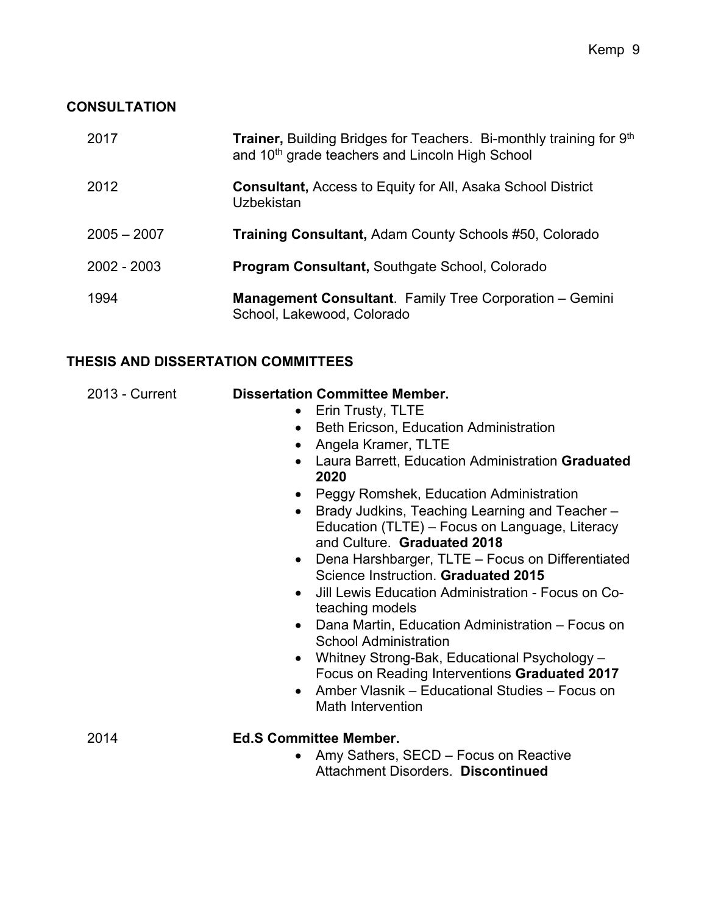## CONSULTATION

2017 **Trainer,** Building Bridges for Teachers. Bi-monthly training for 9th and 10th grade teachers and Lincoln High School

2012 **Consultant,** Access to Equity for All, Asaka School District Uzbekistan

2005 – 2007 **Training Consultant,** Adam County Schools #50, Colorado

2002 - 2003 **Program Consultant,** Southgate School, Colorado

1994 **Management Consultant**. Family Tree Corporation – Gemini School, Lakewood, Colorado

## THESIS AND DISSERTATION COMMITTEES

2013 - Current **Dissertation Committee Member.**

- Erin Trusty, TLTE
- Beth Ericson, Education Administration
- Angela Kramer, TLTE
- Laura Barrett, Education Administration **Graduated 2020**
- Peggy Romshek, Education Administration
- Brady Judkins, Teaching Learning and Teacher – Education (TLTE) – Focus on Language, Literacy and Culture. **Graduated 2018**
- Dena Harshbarger, TLTE – Focus on Differentiated Science Instruction. **Graduated 2015**
- Jill Lewis Education Administration - Focus on Co-teaching models
- Dana Martin, Education Administration – Focus on School Administration
- Whitney Strong-Bak, Educational Psychology – Focus on Reading Interventions **Graduated 2017**
- Amber Vlasnik – Educational Studies – Focus on Math Intervention

2014 **Ed.S Committee Member.**

- Amy Sathers, SECD – Focus on Reactive Attachment Disorders. **Discontinued**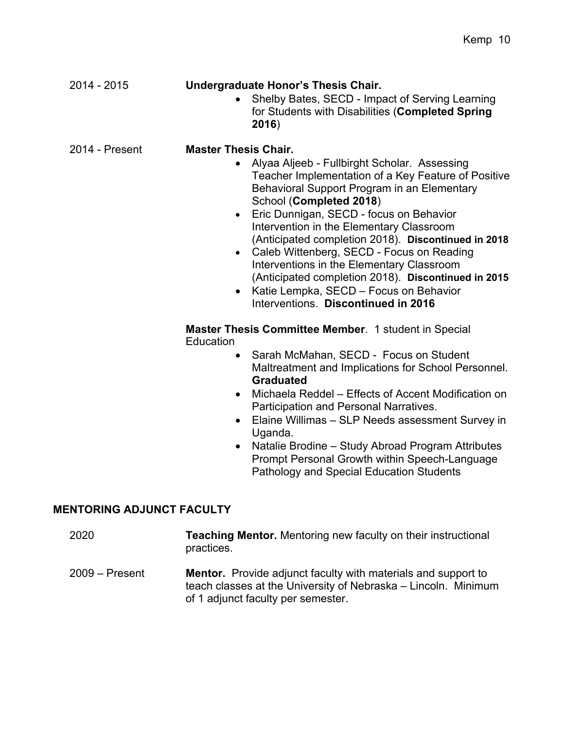2014 - 2015 **Undergraduate Honor's Thesis Chair.**

- Shelby Bates, SECD - Impact of Serving Learning for Students with Disabilities (**Completed Spring 2016**)

2014 - Present **Master Thesis Chair.**

- Alyaa Aljeeb - Fullbirght Scholar. Assessing Teacher Implementation of a Key Feature of Positive Behavioral Support Program in an Elementary School (**Completed 2018**)
- Eric Dunnigan, SECD - focus on Behavior Intervention in the Elementary Classroom (Anticipated completion 2018). **Discontinued in 2018**
- Caleb Wittenberg, SECD - Focus on Reading Interventions in the Elementary Classroom (Anticipated completion 2018). **Discontinued in 2015**
- Katie Lempka, SECD – Focus on Behavior Interventions. **Discontinued in 2016**

**Master Thesis Committee Member**. 1 student in Special Education

- Sarah McMahan, SECD - Focus on Student Maltreatment and Implications for School Personnel. **Graduated**
- Michaela Reddel – Effects of Accent Modification on Participation and Personal Narratives.
- Elaine Willimas – SLP Needs assessment Survey in Uganda.
- Natalie Brodine – Study Abroad Program Attributes Prompt Personal Growth within Speech-Language Pathology and Special Education Students

## MENTORING ADJUNCT FACULTY

2020 **Teaching Mentor.** Mentoring new faculty on their instructional practices.

2009 – Present **Mentor.** Provide adjunct faculty with materials and support to teach classes at the University of Nebraska – Lincoln. Minimum of 1 adjunct faculty per semester.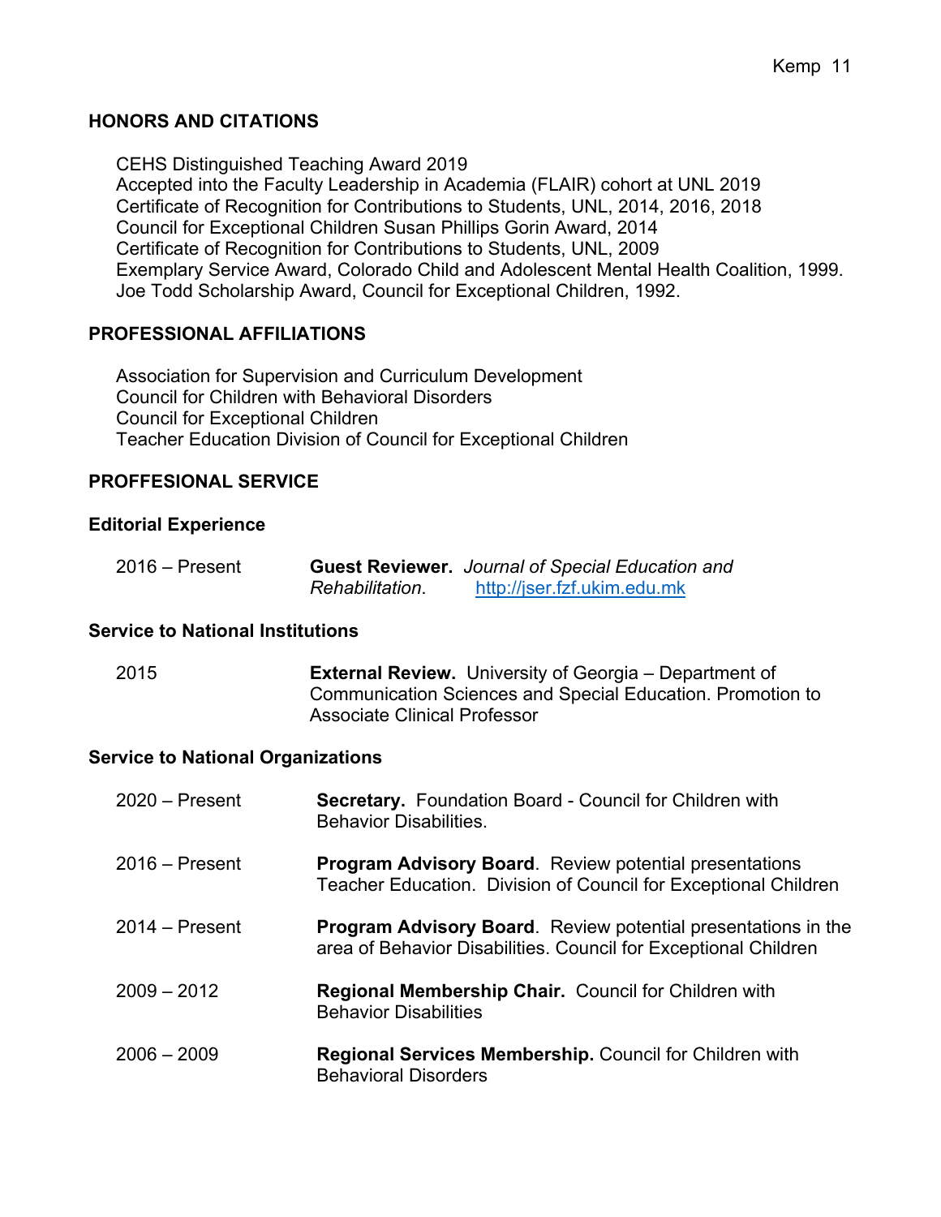## HONORS AND CITATIONS

CEHS Distinguished Teaching Award 2019
Accepted into the Faculty Leadership in Academia (FLAIR) cohort at UNL 2019
Certificate of Recognition for Contributions to Students, UNL, 2014, 2016, 2018
Council for Exceptional Children Susan Phillips Gorin Award, 2014
Certificate of Recognition for Contributions to Students, UNL, 2009
Exemplary Service Award, Colorado Child and Adolescent Mental Health Coalition, 1999.
Joe Todd Scholarship Award, Council for Exceptional Children, 1992.

## PROFESSIONAL AFFILIATIONS

Association for Supervision and Curriculum Development
Council for Children with Behavioral Disorders
Council for Exceptional Children
Teacher Education Division of Council for Exceptional Children

## PROFFESIONAL SERVICE

### Editorial Experience

2016 – Present — **Guest Reviewer.** *Journal of Special Education and Rehabilitation*. http://jser.fzf.ukim.edu.mk

### Service to National Institutions

2015 — **External Review.** University of Georgia – Department of Communication Sciences and Special Education. Promotion to Associate Clinical Professor

### Service to National Organizations

2020 – Present — **Secretary.** Foundation Board - Council for Children with Behavior Disabilities.

2016 – Present — **Program Advisory Board**. Review potential presentations Teacher Education. Division of Council for Exceptional Children

2014 – Present — **Program Advisory Board**. Review potential presentations in the area of Behavior Disabilities. Council for Exceptional Children

2009 – 2012 — **Regional Membership Chair.** Council for Children with Behavior Disabilities

2006 – 2009 — **Regional Services Membership.** Council for Children with Behavioral Disorders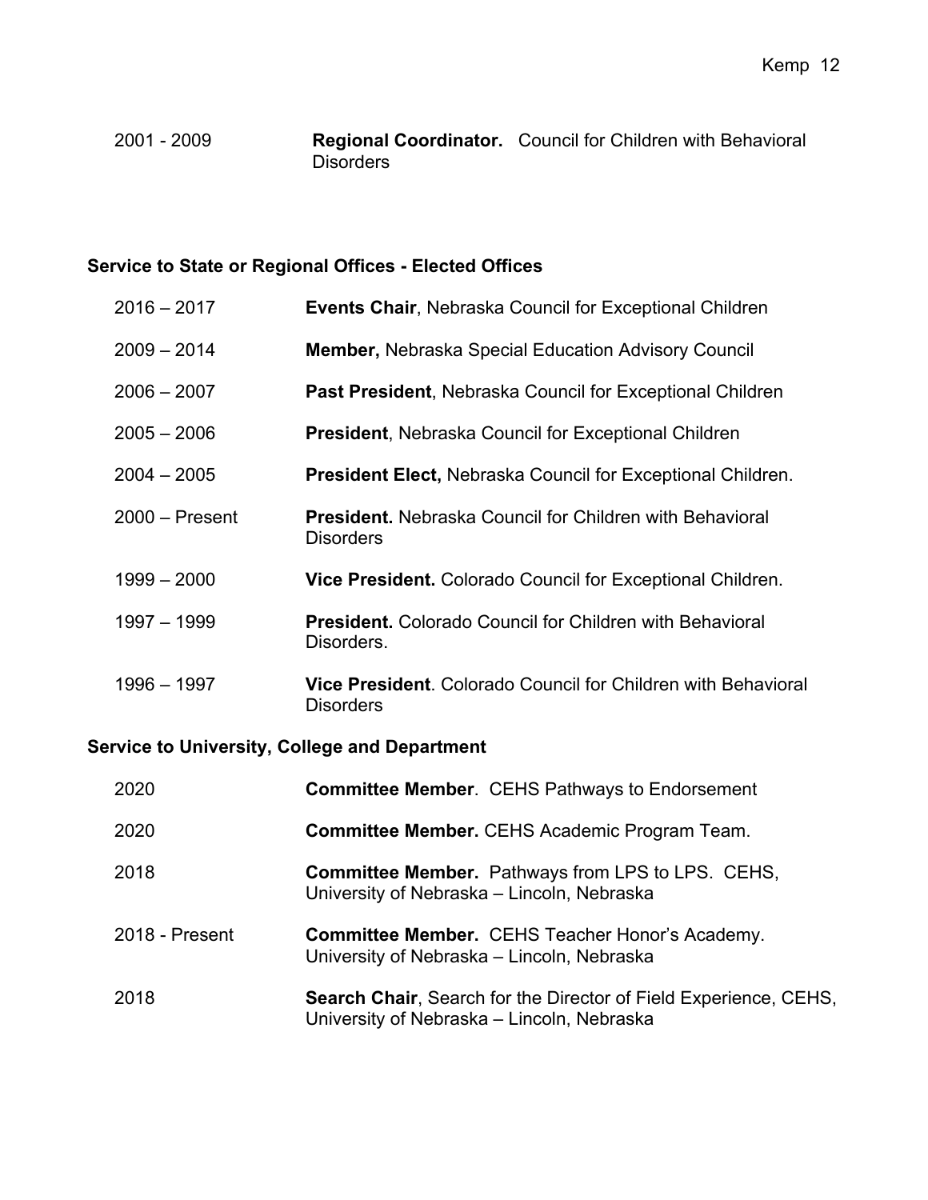2001 - 2009 **Regional Coordinator.** Council for Children with Behavioral Disorders

### Service to State or Regional Offices - Elected Offices

2016 – 2017 **Events Chair**, Nebraska Council for Exceptional Children

2009 – 2014 **Member,** Nebraska Special Education Advisory Council

2006 – 2007 **Past President**, Nebraska Council for Exceptional Children

2005 – 2006 **President**, Nebraska Council for Exceptional Children

2004 – 2005 **President Elect,** Nebraska Council for Exceptional Children.

2000 – Present **President.** Nebraska Council for Children with Behavioral Disorders

1999 – 2000 **Vice President.** Colorado Council for Exceptional Children.

1997 – 1999 **President.** Colorado Council for Children with Behavioral Disorders.

1996 – 1997 **Vice President**. Colorado Council for Children with Behavioral Disorders

### Service to University, College and Department

2020 **Committee Member**. CEHS Pathways to Endorsement

2020 **Committee Member.** CEHS Academic Program Team.

2018 **Committee Member.** Pathways from LPS to LPS. CEHS, University of Nebraska – Lincoln, Nebraska

2018 - Present **Committee Member.** CEHS Teacher Honor's Academy. University of Nebraska – Lincoln, Nebraska

2018 **Search Chair**, Search for the Director of Field Experience, CEHS, University of Nebraska – Lincoln, Nebraska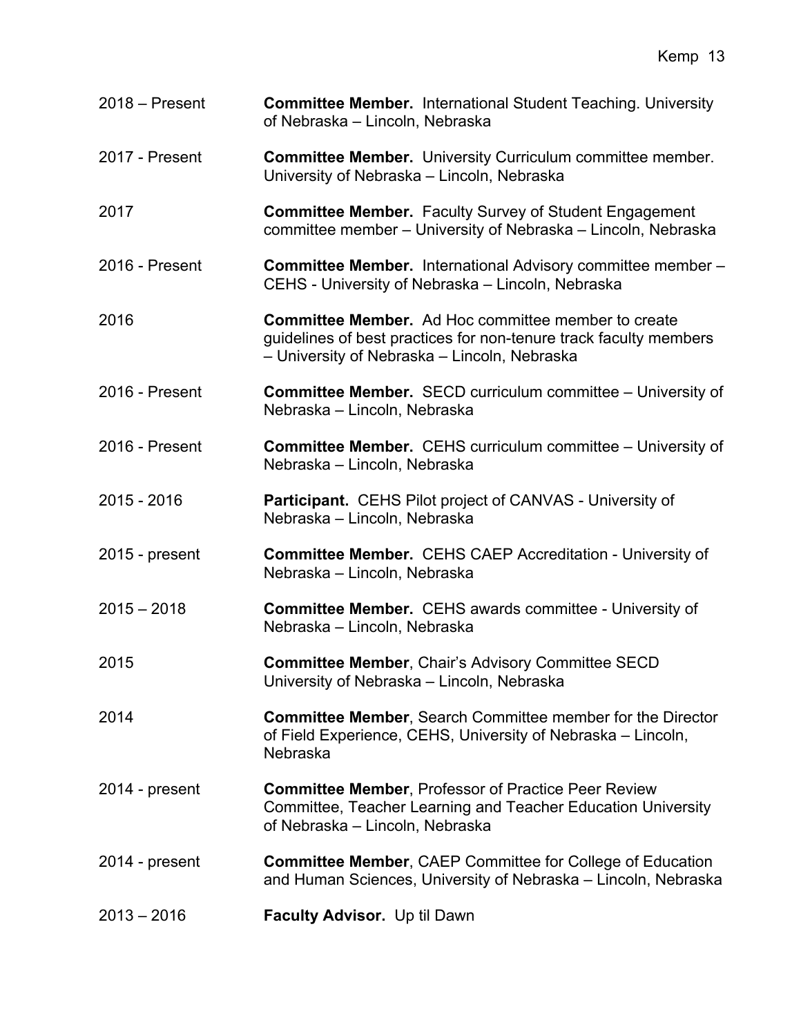2018 – Present **Committee Member.** International Student Teaching. University of Nebraska – Lincoln, Nebraska

2017 - Present **Committee Member.** University Curriculum committee member. University of Nebraska – Lincoln, Nebraska

2017 **Committee Member.** Faculty Survey of Student Engagement committee member – University of Nebraska – Lincoln, Nebraska

2016 - Present **Committee Member.** International Advisory committee member – CEHS - University of Nebraska – Lincoln, Nebraska

2016 **Committee Member.** Ad Hoc committee member to create guidelines of best practices for non-tenure track faculty members – University of Nebraska – Lincoln, Nebraska

2016 - Present **Committee Member.** SECD curriculum committee – University of Nebraska – Lincoln, Nebraska

2016 - Present **Committee Member.** CEHS curriculum committee – University of Nebraska – Lincoln, Nebraska

2015 - 2016 **Participant.** CEHS Pilot project of CANVAS - University of Nebraska – Lincoln, Nebraska

2015 - present **Committee Member.** CEHS CAEP Accreditation - University of Nebraska – Lincoln, Nebraska

2015 – 2018 **Committee Member.** CEHS awards committee - University of Nebraska – Lincoln, Nebraska

2015 **Committee Member**, Chair's Advisory Committee SECD University of Nebraska – Lincoln, Nebraska

2014 **Committee Member**, Search Committee member for the Director of Field Experience, CEHS, University of Nebraska – Lincoln, Nebraska

2014 - present **Committee Member**, Professor of Practice Peer Review Committee, Teacher Learning and Teacher Education University of Nebraska – Lincoln, Nebraska

2014 - present **Committee Member**, CAEP Committee for College of Education and Human Sciences, University of Nebraska – Lincoln, Nebraska

2013 – 2016 **Faculty Advisor.** Up til Dawn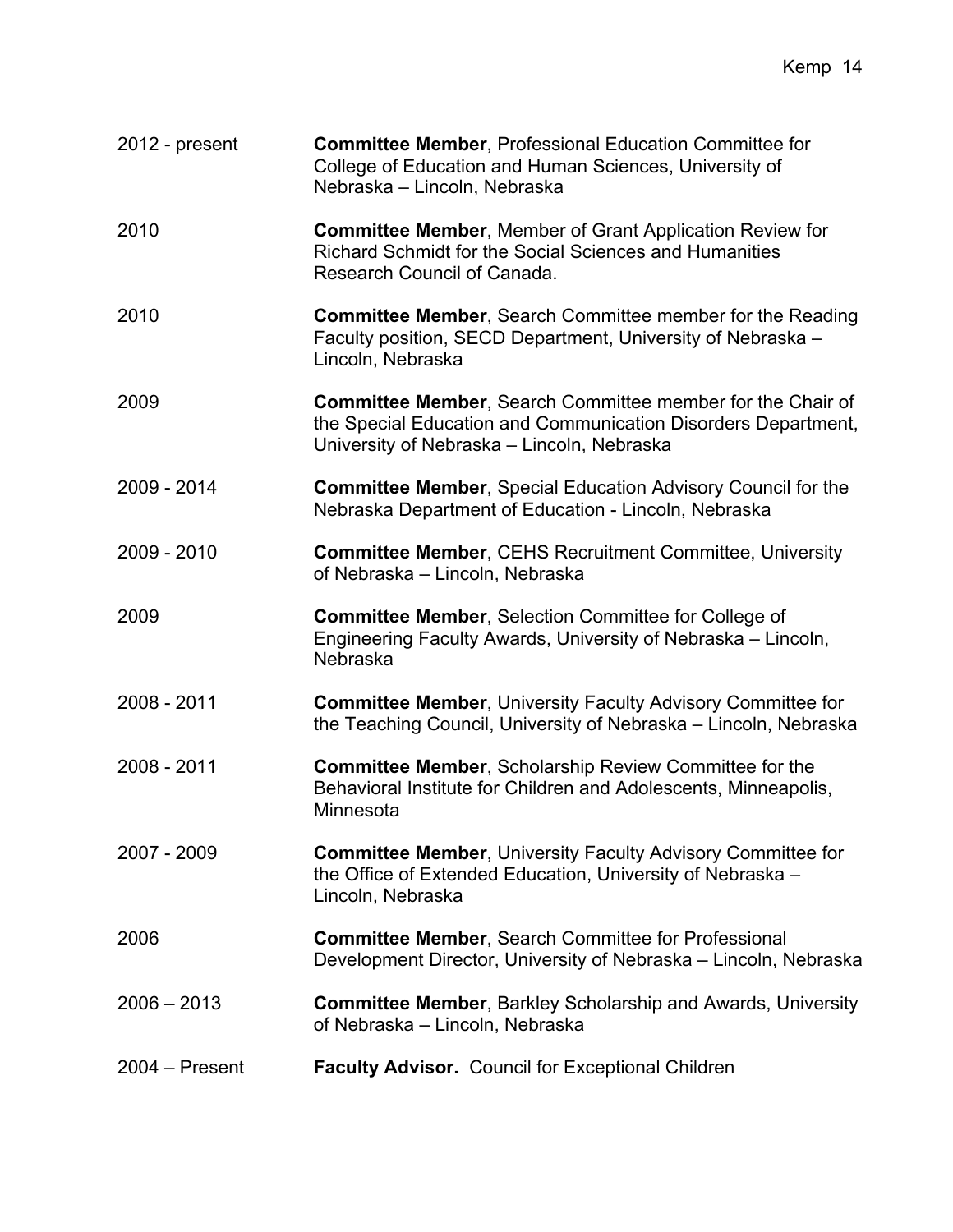2012 - present **Committee Member**, Professional Education Committee for College of Education and Human Sciences, University of Nebraska – Lincoln, Nebraska

2010 **Committee Member**, Member of Grant Application Review for Richard Schmidt for the Social Sciences and Humanities Research Council of Canada.

2010 **Committee Member**, Search Committee member for the Reading Faculty position, SECD Department, University of Nebraska – Lincoln, Nebraska

2009 **Committee Member**, Search Committee member for the Chair of the Special Education and Communication Disorders Department, University of Nebraska – Lincoln, Nebraska

2009 - 2014 **Committee Member**, Special Education Advisory Council for the Nebraska Department of Education - Lincoln, Nebraska

2009 - 2010 **Committee Member**, CEHS Recruitment Committee, University of Nebraska – Lincoln, Nebraska

2009 **Committee Member**, Selection Committee for College of Engineering Faculty Awards, University of Nebraska – Lincoln, Nebraska

2008 - 2011 **Committee Member**, University Faculty Advisory Committee for the Teaching Council, University of Nebraska – Lincoln, Nebraska

2008 - 2011 **Committee Member**, Scholarship Review Committee for the Behavioral Institute for Children and Adolescents, Minneapolis, Minnesota

2007 - 2009 **Committee Member**, University Faculty Advisory Committee for the Office of Extended Education, University of Nebraska – Lincoln, Nebraska

2006 **Committee Member**, Search Committee for Professional Development Director, University of Nebraska – Lincoln, Nebraska

2006 – 2013 **Committee Member**, Barkley Scholarship and Awards, University of Nebraska – Lincoln, Nebraska

2004 – Present **Faculty Advisor.** Council for Exceptional Children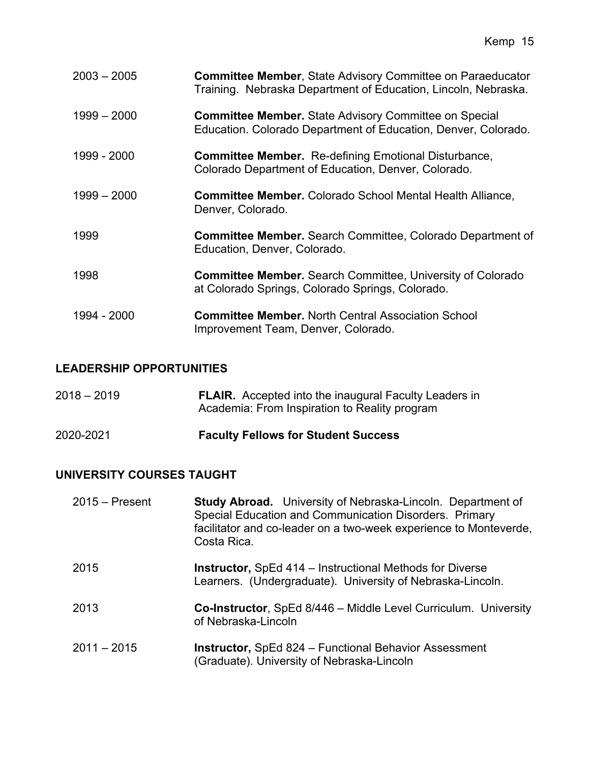2003 – 2005 **Committee Member**, State Advisory Committee on Paraeducator Training. Nebraska Department of Education, Lincoln, Nebraska.

1999 – 2000 **Committee Member.** State Advisory Committee on Special Education. Colorado Department of Education, Denver, Colorado.

1999 - 2000 **Committee Member.** Re-defining Emotional Disturbance, Colorado Department of Education, Denver, Colorado.

1999 – 2000 **Committee Member.** Colorado School Mental Health Alliance, Denver, Colorado.

1999 **Committee Member.** Search Committee, Colorado Department of Education, Denver, Colorado.

1998 **Committee Member.** Search Committee, University of Colorado at Colorado Springs, Colorado Springs, Colorado.

1994 - 2000 **Committee Member.** North Central Association School Improvement Team, Denver, Colorado.

## LEADERSHIP OPPORTUNITIES

2018 – 2019 **FLAIR.** Accepted into the inaugural Faculty Leaders in Academia: From Inspiration to Reality program

2020-2021 **Faculty Fellows for Student Success**

## UNIVERSITY COURSES TAUGHT

2015 – Present **Study Abroad.** University of Nebraska-Lincoln. Department of Special Education and Communication Disorders. Primary facilitator and co-leader on a two-week experience to Monteverde, Costa Rica.

2015 **Instructor,** SpEd 414 – Instructional Methods for Diverse Learners. (Undergraduate). University of Nebraska-Lincoln.

2013 **Co-Instructor**, SpEd 8/446 – Middle Level Curriculum. University of Nebraska-Lincoln

2011 – 2015 **Instructor,** SpEd 824 – Functional Behavior Assessment (Graduate). University of Nebraska-Lincoln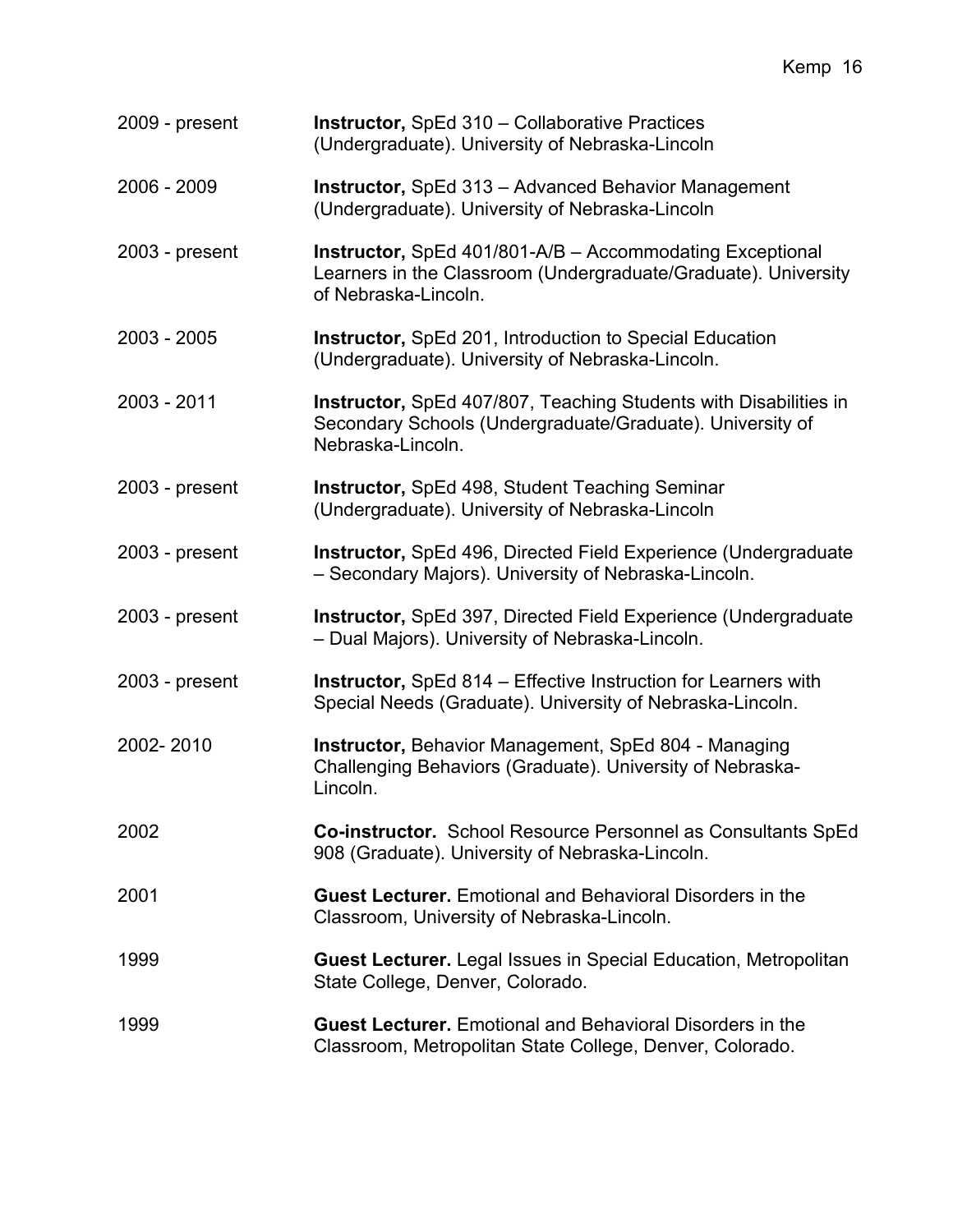2009 - present **Instructor,** SpEd 310 – Collaborative Practices (Undergraduate). University of Nebraska-Lincoln

2006 - 2009 **Instructor,** SpEd 313 – Advanced Behavior Management (Undergraduate). University of Nebraska-Lincoln

2003 - present **Instructor,** SpEd 401/801-A/B – Accommodating Exceptional Learners in the Classroom (Undergraduate/Graduate). University of Nebraska-Lincoln.

2003 - 2005 **Instructor,** SpEd 201, Introduction to Special Education (Undergraduate). University of Nebraska-Lincoln.

2003 - 2011 **Instructor,** SpEd 407/807, Teaching Students with Disabilities in Secondary Schools (Undergraduate/Graduate). University of Nebraska-Lincoln.

2003 - present **Instructor,** SpEd 498, Student Teaching Seminar (Undergraduate). University of Nebraska-Lincoln

2003 - present **Instructor,** SpEd 496, Directed Field Experience (Undergraduate – Secondary Majors). University of Nebraska-Lincoln.

2003 - present **Instructor,** SpEd 397, Directed Field Experience (Undergraduate – Dual Majors). University of Nebraska-Lincoln.

2003 - present **Instructor,** SpEd 814 – Effective Instruction for Learners with Special Needs (Graduate). University of Nebraska-Lincoln.

2002- 2010 **Instructor,** Behavior Management, SpEd 804 - Managing Challenging Behaviors (Graduate). University of Nebraska-Lincoln.

2002 **Co-instructor.** School Resource Personnel as Consultants SpEd 908 (Graduate). University of Nebraska-Lincoln.

2001 **Guest Lecturer.** Emotional and Behavioral Disorders in the Classroom, University of Nebraska-Lincoln.

1999 **Guest Lecturer.** Legal Issues in Special Education, Metropolitan State College, Denver, Colorado.

1999 **Guest Lecturer.** Emotional and Behavioral Disorders in the Classroom, Metropolitan State College, Denver, Colorado.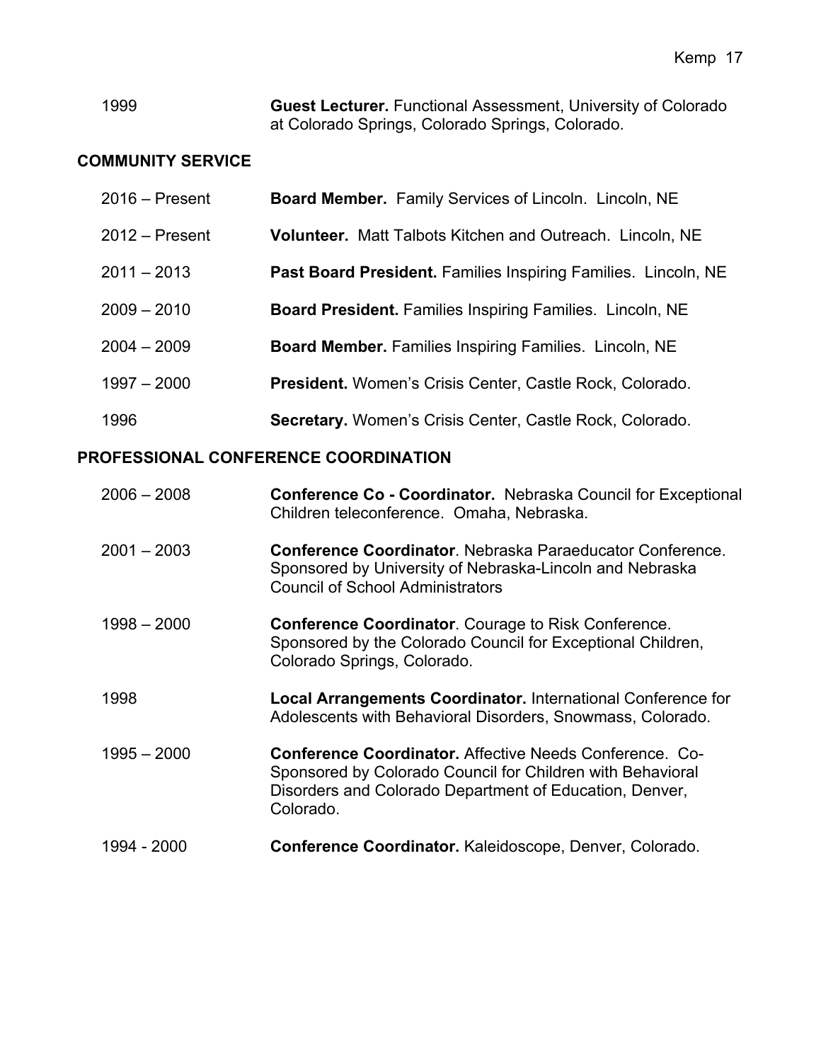1999 **Guest Lecturer.** Functional Assessment, University of Colorado at Colorado Springs, Colorado Springs, Colorado.

## COMMUNITY SERVICE

2016 – Present **Board Member.** Family Services of Lincoln. Lincoln, NE

2012 – Present **Volunteer.** Matt Talbots Kitchen and Outreach. Lincoln, NE

2011 – 2013 **Past Board President.** Families Inspiring Families. Lincoln, NE

2009 – 2010 **Board President.** Families Inspiring Families. Lincoln, NE

2004 – 2009 **Board Member.** Families Inspiring Families. Lincoln, NE

1997 – 2000 **President.** Women's Crisis Center, Castle Rock, Colorado.

1996 **Secretary.** Women's Crisis Center, Castle Rock, Colorado.

## PROFESSIONAL CONFERENCE COORDINATION

2006 – 2008 **Conference Co - Coordinator.** Nebraska Council for Exceptional Children teleconference. Omaha, Nebraska.

2001 – 2003 **Conference Coordinator**. Nebraska Paraeducator Conference. Sponsored by University of Nebraska-Lincoln and Nebraska Council of School Administrators

1998 – 2000 **Conference Coordinator**. Courage to Risk Conference. Sponsored by the Colorado Council for Exceptional Children, Colorado Springs, Colorado.

1998 **Local Arrangements Coordinator.** International Conference for Adolescents with Behavioral Disorders, Snowmass, Colorado.

1995 – 2000 **Conference Coordinator.** Affective Needs Conference. Co-Sponsored by Colorado Council for Children with Behavioral Disorders and Colorado Department of Education, Denver, Colorado.

1994 - 2000 **Conference Coordinator.** Kaleidoscope, Denver, Colorado.